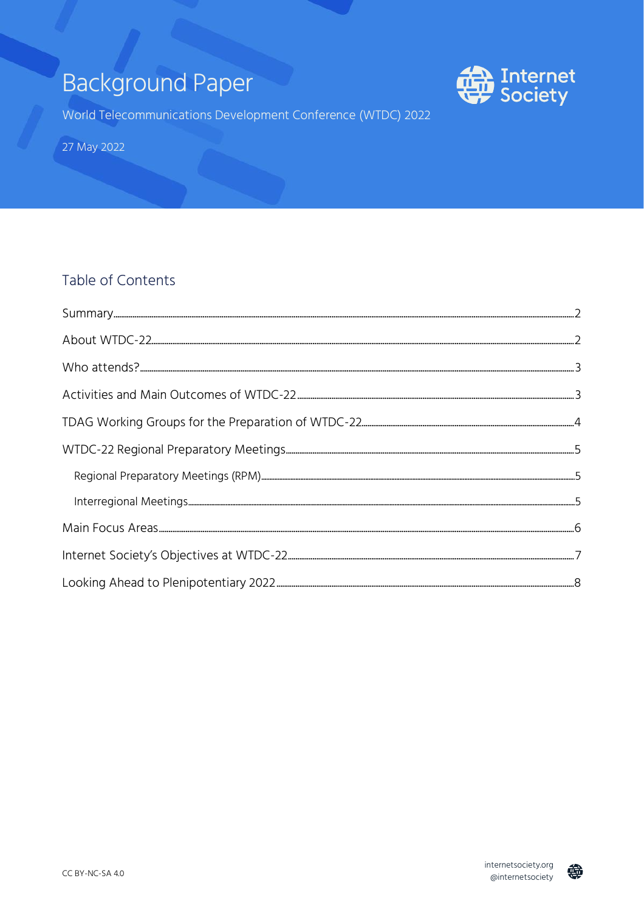# Background Paper

World Telecommunications Development Conference (WTDC) 2022

27 May 2022

## Table of Contents

- Summary ... 2
- About WTDC-22 ... 2
- Who attends? ... 3
- Activities and Main Outcomes of WTDC-22 ... 3
- TDAG Working Groups for the Preparation of WTDC-22 ... 4
- WTDC-22 Regional Preparatory Meetings ... 5
  - Regional Preparatory Meetings (RPM) ... 5
  - Interregional Meetings ... 5
- Main Focus Areas ... 6
- Internet Society's Objectives at WTDC-22 ... 7
- Looking Ahead to Plenipotentiary 2022 ... 8

CC BY-NC-SA 4.0

internetsociety.org
@internetsociety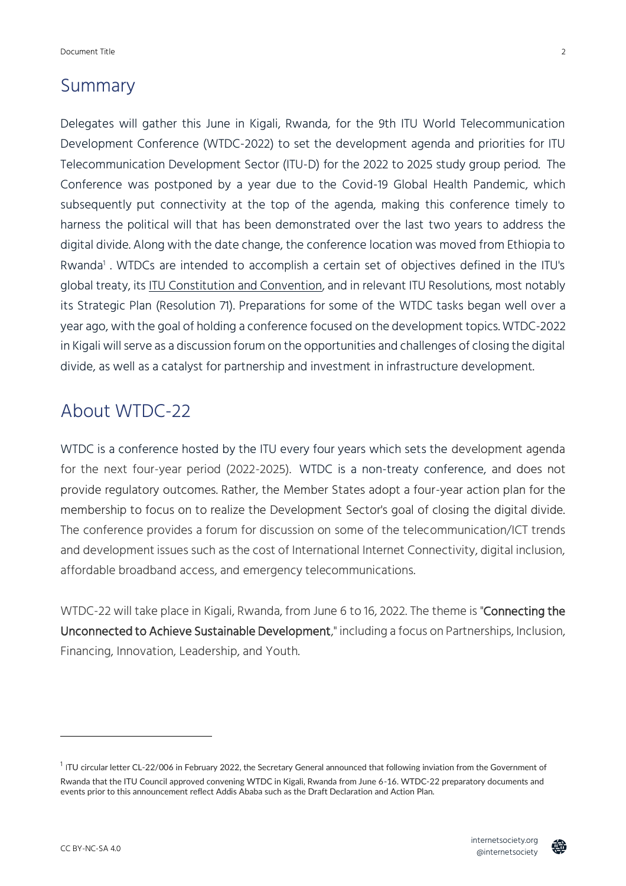## Summary

Delegates will gather this June in Kigali, Rwanda, for the 9th ITU World Telecommunication Development Conference (WTDC-2022) to set the development agenda and priorities for ITU Telecommunication Development Sector (ITU-D) for the 2022 to 2025 study group period. The Conference was postponed by a year due to the Covid-19 Global Health Pandemic, which subsequently put connectivity at the top of the agenda, making this conference timely to harness the political will that has been demonstrated over the last two years to address the digital divide. Along with the date change, the conference location was moved from Ethiopia to Rwanda[1] . WTDCs are intended to accomplish a certain set of objectives defined in the ITU's global treaty, its ITU Constitution and Convention, and in relevant ITU Resolutions, most notably its Strategic Plan (Resolution 71). Preparations for some of the WTDC tasks began well over a year ago, with the goal of holding a conference focused on the development topics. WTDC-2022 in Kigali will serve as a discussion forum on the opportunities and challenges of closing the digital divide, as well as a catalyst for partnership and investment in infrastructure development.

## About WTDC-22

WTDC is a conference hosted by the ITU every four years which sets the development agenda for the next four-year period (2022-2025). WTDC is a non-treaty conference, and does not provide regulatory outcomes. Rather, the Member States adopt a four-year action plan for the membership to focus on to realize the Development Sector's goal of closing the digital divide. The conference provides a forum for discussion on some of the telecommunication/ICT trends and development issues such as the cost of International Internet Connectivity, digital inclusion, affordable broadband access, and emergency telecommunications.

WTDC-22 will take place in Kigali, Rwanda, from June 6 to 16, 2022. The theme is "**Connecting the Unconnected to Achieve Sustainable Development**," including a focus on Partnerships, Inclusion, Financing, Innovation, Leadership, and Youth.

---

[1] ITU circular letter CL-22/006 in February 2022, the Secretary General announced that following inviation from the Government of Rwanda that the ITU Council approved convening WTDC in Kigali, Rwanda from June 6-16. WTDC-22 preparatory documents and events prior to this announcement reflect Addis Ababa such as the Draft Declaration and Action Plan.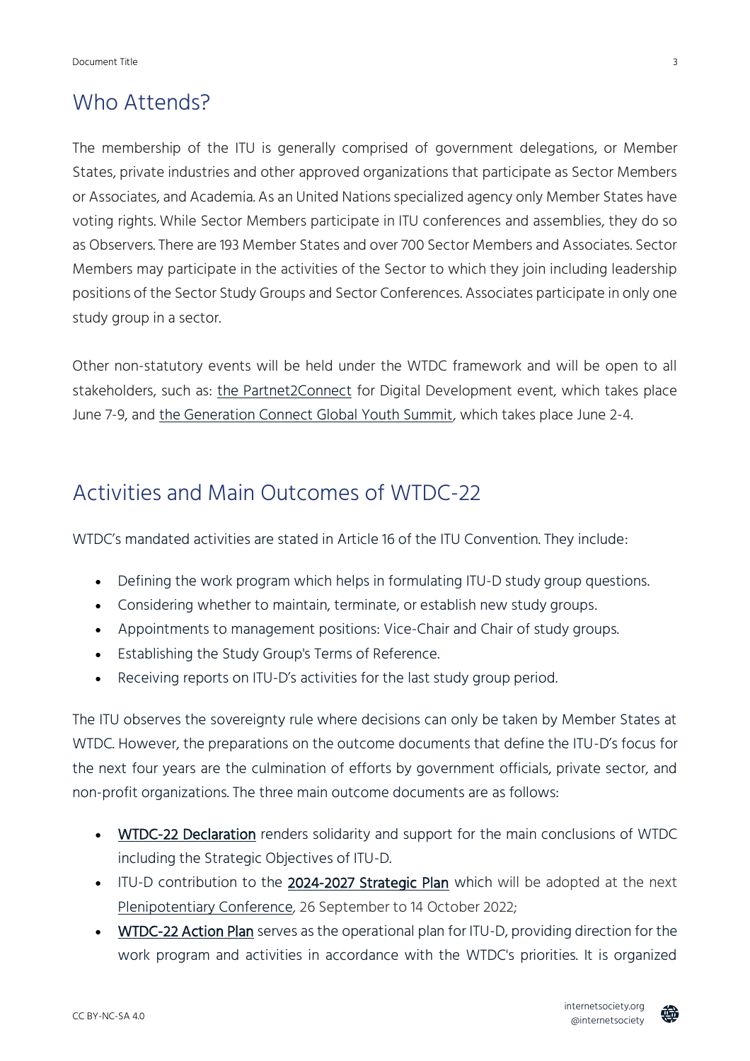## Who Attends?

The membership of the ITU is generally comprised of government delegations, or Member States, private industries and other approved organizations that participate as Sector Members or Associates, and Academia. As an United Nations specialized agency only Member States have voting rights. While Sector Members participate in ITU conferences and assemblies, they do so as Observers. There are 193 Member States and over 700 Sector Members and Associates. Sector Members may participate in the activities of the Sector to which they join including leadership positions of the Sector Study Groups and Sector Conferences. Associates participate in only one study group in a sector.

Other non-statutory events will be held under the WTDC framework and will be open to all stakeholders, such as: the Partnet2Connect for Digital Development event, which takes place June 7-9, and the Generation Connect Global Youth Summit, which takes place June 2-4.

## Activities and Main Outcomes of WTDC-22

WTDC's mandated activities are stated in Article 16 of the ITU Convention. They include:

- Defining the work program which helps in formulating ITU-D study group questions.
- Considering whether to maintain, terminate, or establish new study groups.
- Appointments to management positions: Vice-Chair and Chair of study groups.
- Establishing the Study Group's Terms of Reference.
- Receiving reports on ITU-D's activities for the last study group period.

The ITU observes the sovereignty rule where decisions can only be taken by Member States at WTDC. However, the preparations on the outcome documents that define the ITU-D's focus for the next four years are the culmination of efforts by government officials, private sector, and non-profit organizations. The three main outcome documents are as follows:

- WTDC-22 Declaration renders solidarity and support for the main conclusions of WTDC including the Strategic Objectives of ITU-D.
- ITU-D contribution to the 2024-2027 Strategic Plan which will be adopted at the next Plenipotentiary Conference, 26 September to 14 October 2022;
- WTDC-22 Action Plan serves as the operational plan for ITU-D, providing direction for the work program and activities in accordance with the WTDC's priorities. It is organized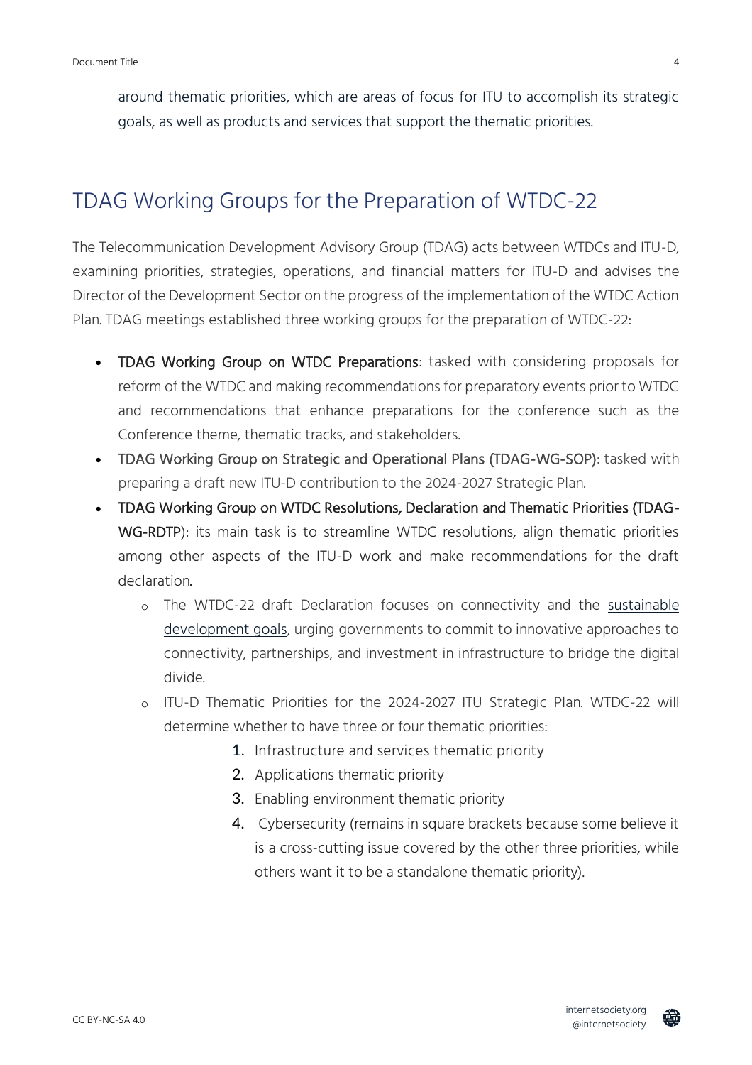around thematic priorities, which are areas of focus for ITU to accomplish its strategic goals, as well as products and services that support the thematic priorities.

## TDAG Working Groups for the Preparation of WTDC-22

The Telecommunication Development Advisory Group (TDAG) acts between WTDCs and ITU-D, examining priorities, strategies, operations, and financial matters for ITU-D and advises the Director of the Development Sector on the progress of the implementation of the WTDC Action Plan. TDAG meetings established three working groups for the preparation of WTDC-22:

- TDAG Working Group on WTDC Preparations: tasked with considering proposals for reform of the WTDC and making recommendations for preparatory events prior to WTDC and recommendations that enhance preparations for the conference such as the Conference theme, thematic tracks, and stakeholders.
- TDAG Working Group on Strategic and Operational Plans (TDAG-WG-SOP): tasked with preparing a draft new ITU-D contribution to the 2024-2027 Strategic Plan.
- TDAG Working Group on WTDC Resolutions, Declaration and Thematic Priorities (TDAG-WG-RDTP): its main task is to streamline WTDC resolutions, align thematic priorities among other aspects of the ITU-D work and make recommendations for the draft declaration.
  - The WTDC-22 draft Declaration focuses on connectivity and the sustainable development goals, urging governments to commit to innovative approaches to connectivity, partnerships, and investment in infrastructure to bridge the digital divide.
  - ITU-D Thematic Priorities for the 2024-2027 ITU Strategic Plan. WTDC-22 will determine whether to have three or four thematic priorities:
    1. Infrastructure and services thematic priority
    2. Applications thematic priority
    3. Enabling environment thematic priority
    4. Cybersecurity (remains in square brackets because some believe it is a cross-cutting issue covered by the other three priorities, while others want it to be a standalone thematic priority).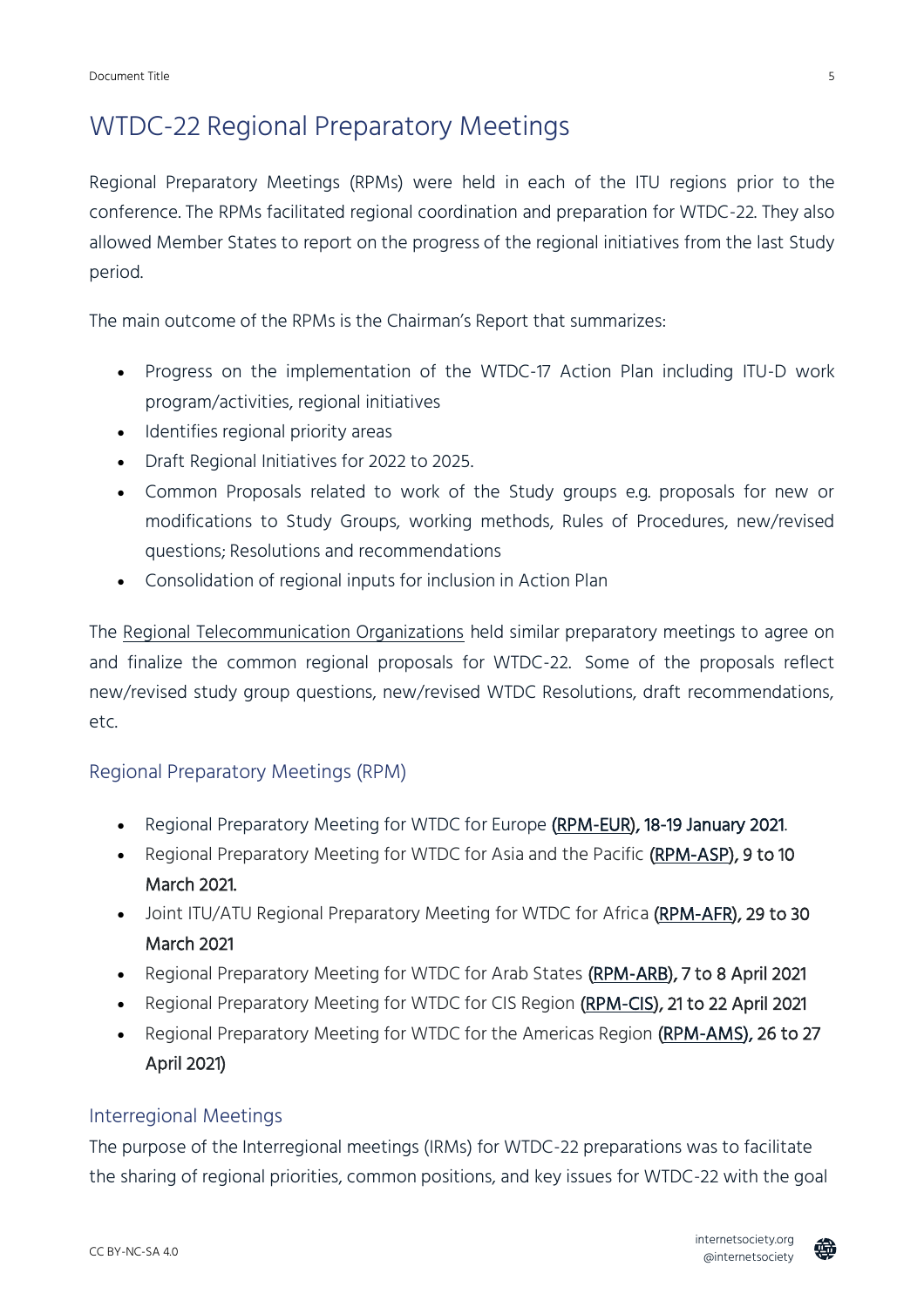# WTDC-22 Regional Preparatory Meetings

Regional Preparatory Meetings (RPMs) were held in each of the ITU regions prior to the conference. The RPMs facilitated regional coordination and preparation for WTDC-22. They also allowed Member States to report on the progress of the regional initiatives from the last Study period.

The main outcome of the RPMs is the Chairman's Report that summarizes:

- Progress on the implementation of the WTDC-17 Action Plan including ITU-D work program/activities, regional initiatives
- Identifies regional priority areas
- Draft Regional Initiatives for 2022 to 2025.
- Common Proposals related to work of the Study groups e.g. proposals for new or modifications to Study Groups, working methods, Rules of Procedures, new/revised questions; Resolutions and recommendations
- Consolidation of regional inputs for inclusion in Action Plan

The Regional Telecommunication Organizations held similar preparatory meetings to agree on and finalize the common regional proposals for WTDC-22. Some of the proposals reflect new/revised study group questions, new/revised WTDC Resolutions, draft recommendations, etc.

## Regional Preparatory Meetings (RPM)

- Regional Preparatory Meeting for WTDC for Europe **(RPM-EUR), 18-19 January 2021**.
- Regional Preparatory Meeting for WTDC for Asia and the Pacific **(RPM-ASP), 9 to 10 March 2021.**
- Joint ITU/ATU Regional Preparatory Meeting for WTDC for Africa **(RPM-AFR), 29 to 30 March 2021**
- Regional Preparatory Meeting for WTDC for Arab States **(RPM-ARB), 7 to 8 April 2021**
- Regional Preparatory Meeting for WTDC for CIS Region **(RPM-CIS), 21 to 22 April 2021**
- Regional Preparatory Meeting for WTDC for the Americas Region **(RPM-AMS), 26 to 27 April 2021)**

## Interregional Meetings

The purpose of the Interregional meetings (IRMs) for WTDC-22 preparations was to facilitate the sharing of regional priorities, common positions, and key issues for WTDC-22 with the goal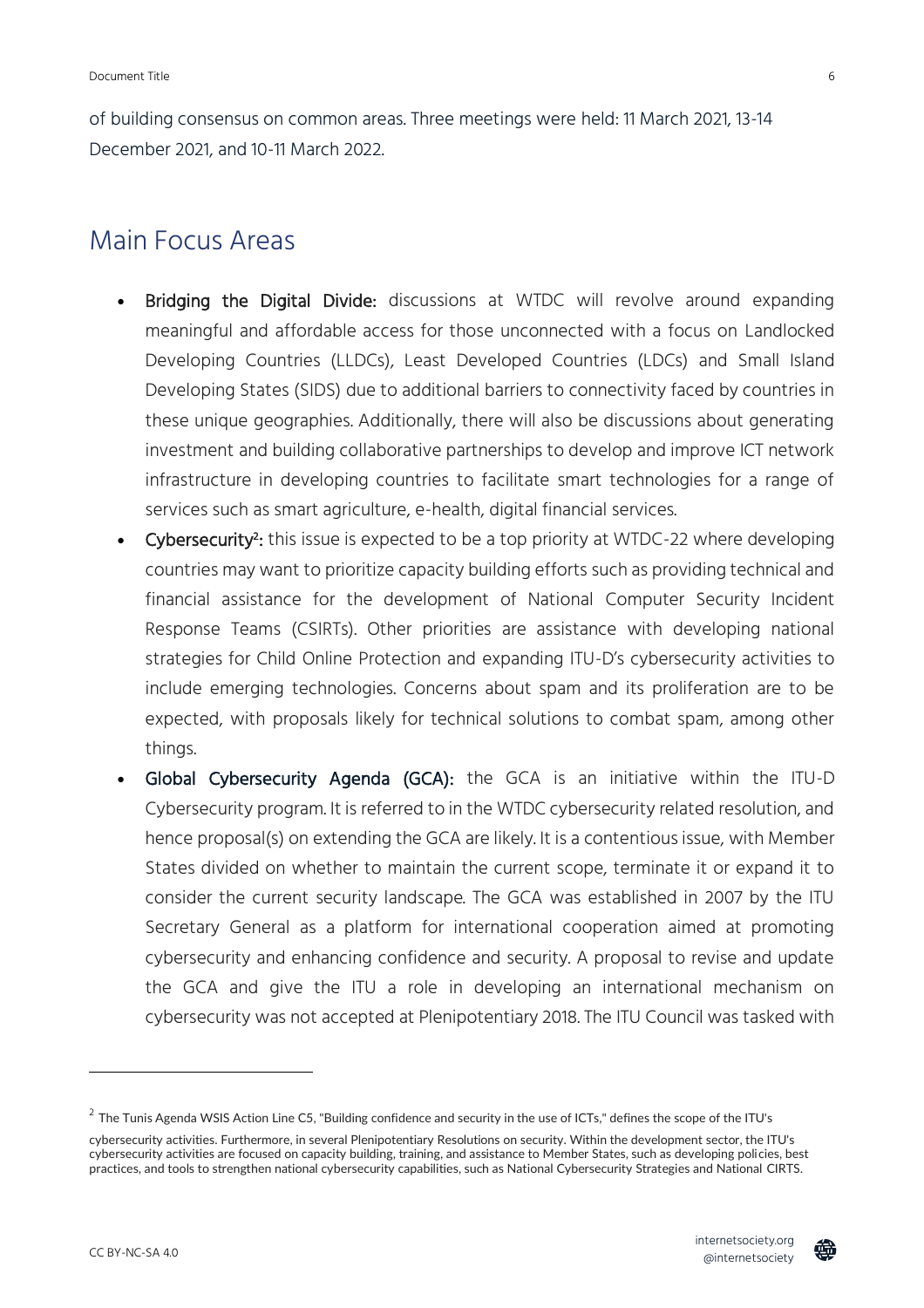of building consensus on common areas. Three meetings were held: 11 March 2021, 13-14 December 2021, and 10-11 March 2022.

## Main Focus Areas

- **Bridging the Digital Divide:** discussions at WTDC will revolve around expanding meaningful and affordable access for those unconnected with a focus on Landlocked Developing Countries (LLDCs), Least Developed Countries (LDCs) and Small Island Developing States (SIDS) due to additional barriers to connectivity faced by countries in these unique geographies. Additionally, there will also be discussions about generating investment and building collaborative partnerships to develop and improve ICT network infrastructure in developing countries to facilitate smart technologies for a range of services such as smart agriculture, e-health, digital financial services.
- **Cybersecurity[2]:** this issue is expected to be a top priority at WTDC-22 where developing countries may want to prioritize capacity building efforts such as providing technical and financial assistance for the development of National Computer Security Incident Response Teams (CSIRTs). Other priorities are assistance with developing national strategies for Child Online Protection and expanding ITU-D's cybersecurity activities to include emerging technologies. Concerns about spam and its proliferation are to be expected, with proposals likely for technical solutions to combat spam, among other things.
- **Global Cybersecurity Agenda (GCA):** the GCA is an initiative within the ITU-D Cybersecurity program. It is referred to in the WTDC cybersecurity related resolution, and hence proposal(s) on extending the GCA are likely. It is a contentious issue, with Member States divided on whether to maintain the current scope, terminate it or expand it to consider the current security landscape. The GCA was established in 2007 by the ITU Secretary General as a platform for international cooperation aimed at promoting cybersecurity and enhancing confidence and security. A proposal to revise and update the GCA and give the ITU a role in developing an international mechanism on cybersecurity was not accepted at Plenipotentiary 2018. The ITU Council was tasked with

[2] The Tunis Agenda WSIS Action Line C5, "Building confidence and security in the use of ICTs," defines the scope of the ITU's cybersecurity activities. Furthermore, in several Plenipotentiary Resolutions on security. Within the development sector, the ITU's cybersecurity activities are focused on capacity building, training, and assistance to Member States, such as developing policies, best practices, and tools to strengthen national cybersecurity capabilities, such as National Cybersecurity Strategies and National CIRTS.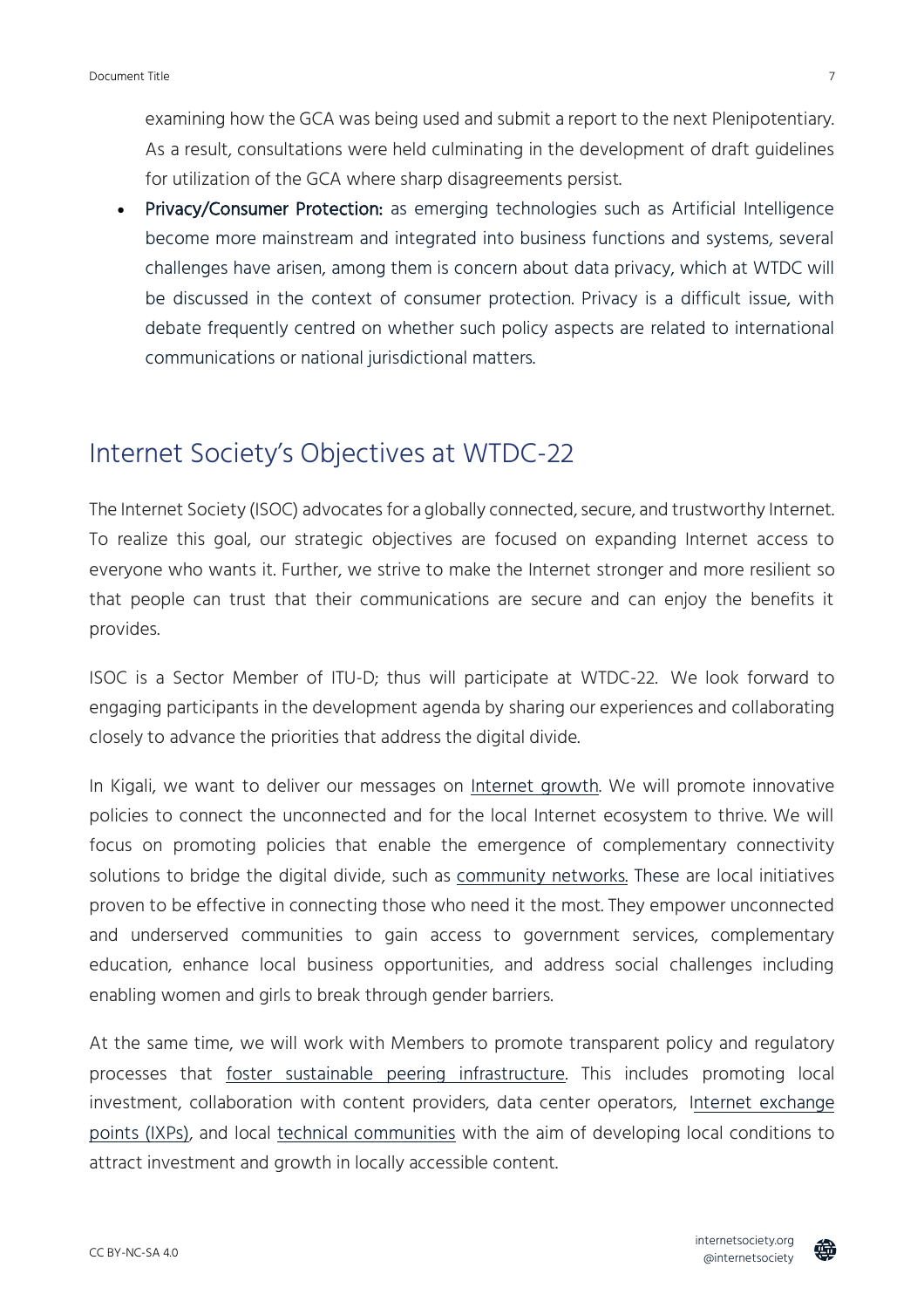examining how the GCA was being used and submit a report to the next Plenipotentiary. As a result, consultations were held culminating in the development of draft guidelines for utilization of the GCA where sharp disagreements persist.

- **Privacy/Consumer Protection:** as emerging technologies such as Artificial Intelligence become more mainstream and integrated into business functions and systems, several challenges have arisen, among them is concern about data privacy, which at WTDC will be discussed in the context of consumer protection. Privacy is a difficult issue, with debate frequently centred on whether such policy aspects are related to international communications or national jurisdictional matters.

## Internet Society's Objectives at WTDC-22

The Internet Society (ISOC) advocates for a globally connected, secure, and trustworthy Internet. To realize this goal, our strategic objectives are focused on expanding Internet access to everyone who wants it. Further, we strive to make the Internet stronger and more resilient so that people can trust that their communications are secure and can enjoy the benefits it provides.

ISOC is a Sector Member of ITU-D; thus will participate at WTDC-22. We look forward to engaging participants in the development agenda by sharing our experiences and collaborating closely to advance the priorities that address the digital divide.

In Kigali, we want to deliver our messages on Internet growth. We will promote innovative policies to connect the unconnected and for the local Internet ecosystem to thrive. We will focus on promoting policies that enable the emergence of complementary connectivity solutions to bridge the digital divide, such as community networks. These are local initiatives proven to be effective in connecting those who need it the most. They empower unconnected and underserved communities to gain access to government services, complementary education, enhance local business opportunities, and address social challenges including enabling women and girls to break through gender barriers.

At the same time, we will work with Members to promote transparent policy and regulatory processes that foster sustainable peering infrastructure. This includes promoting local investment, collaboration with content providers, data center operators, Internet exchange points (IXPs), and local technical communities with the aim of developing local conditions to attract investment and growth in locally accessible content.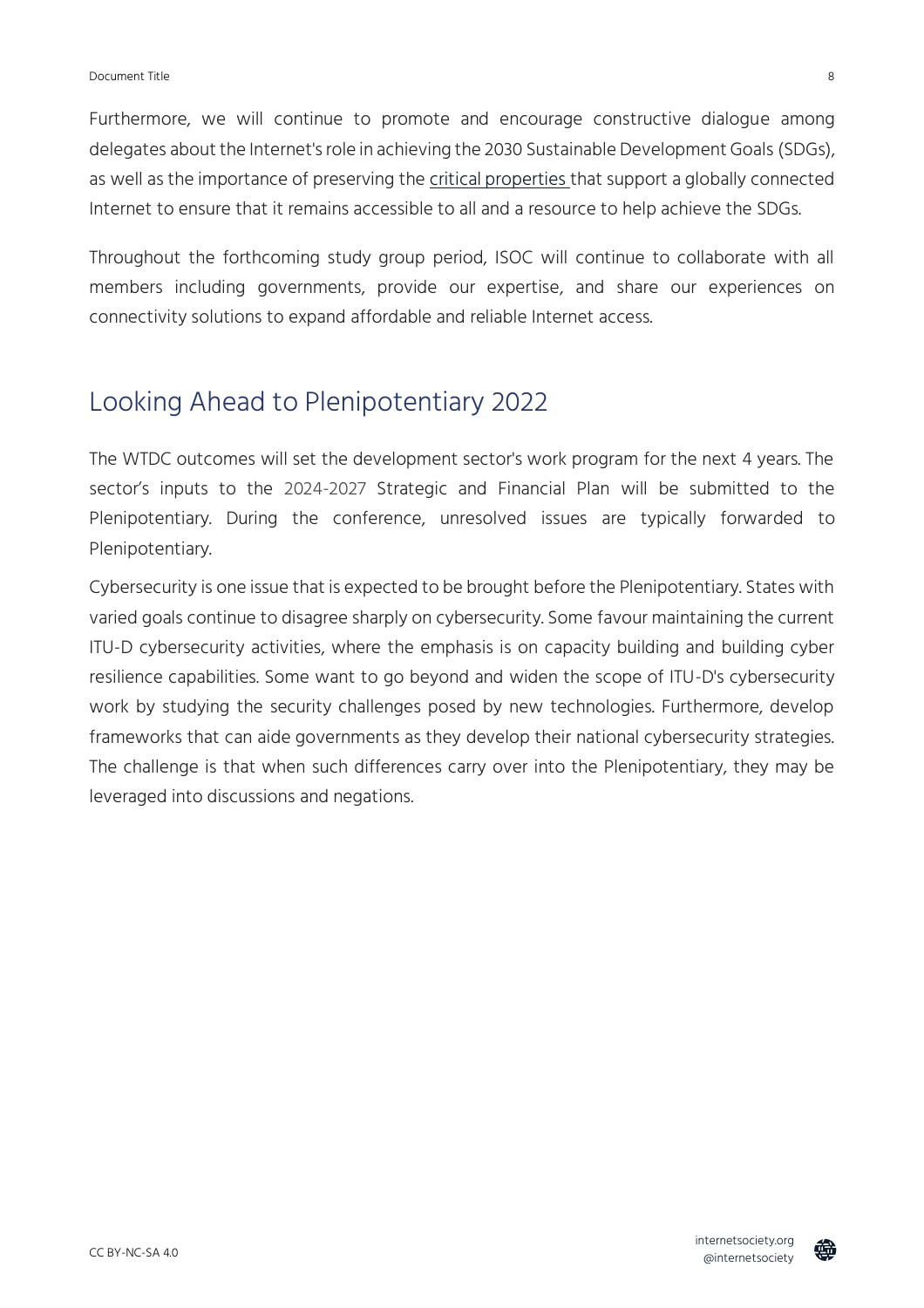Furthermore, we will continue to promote and encourage constructive dialogue among delegates about the Internet's role in achieving the 2030 Sustainable Development Goals (SDGs), as well as the importance of preserving the critical properties that support a globally connected Internet to ensure that it remains accessible to all and a resource to help achieve the SDGs.

Throughout the forthcoming study group period, ISOC will continue to collaborate with all members including governments, provide our expertise, and share our experiences on connectivity solutions to expand affordable and reliable Internet access.

## Looking Ahead to Plenipotentiary 2022

The WTDC outcomes will set the development sector's work program for the next 4 years. The sector's inputs to the 2024-2027 Strategic and Financial Plan will be submitted to the Plenipotentiary. During the conference, unresolved issues are typically forwarded to Plenipotentiary.

Cybersecurity is one issue that is expected to be brought before the Plenipotentiary. States with varied goals continue to disagree sharply on cybersecurity. Some favour maintaining the current ITU-D cybersecurity activities, where the emphasis is on capacity building and building cyber resilience capabilities. Some want to go beyond and widen the scope of ITU-D's cybersecurity work by studying the security challenges posed by new technologies. Furthermore, develop frameworks that can aide governments as they develop their national cybersecurity strategies. The challenge is that when such differences carry over into the Plenipotentiary, they may be leveraged into discussions and negations.